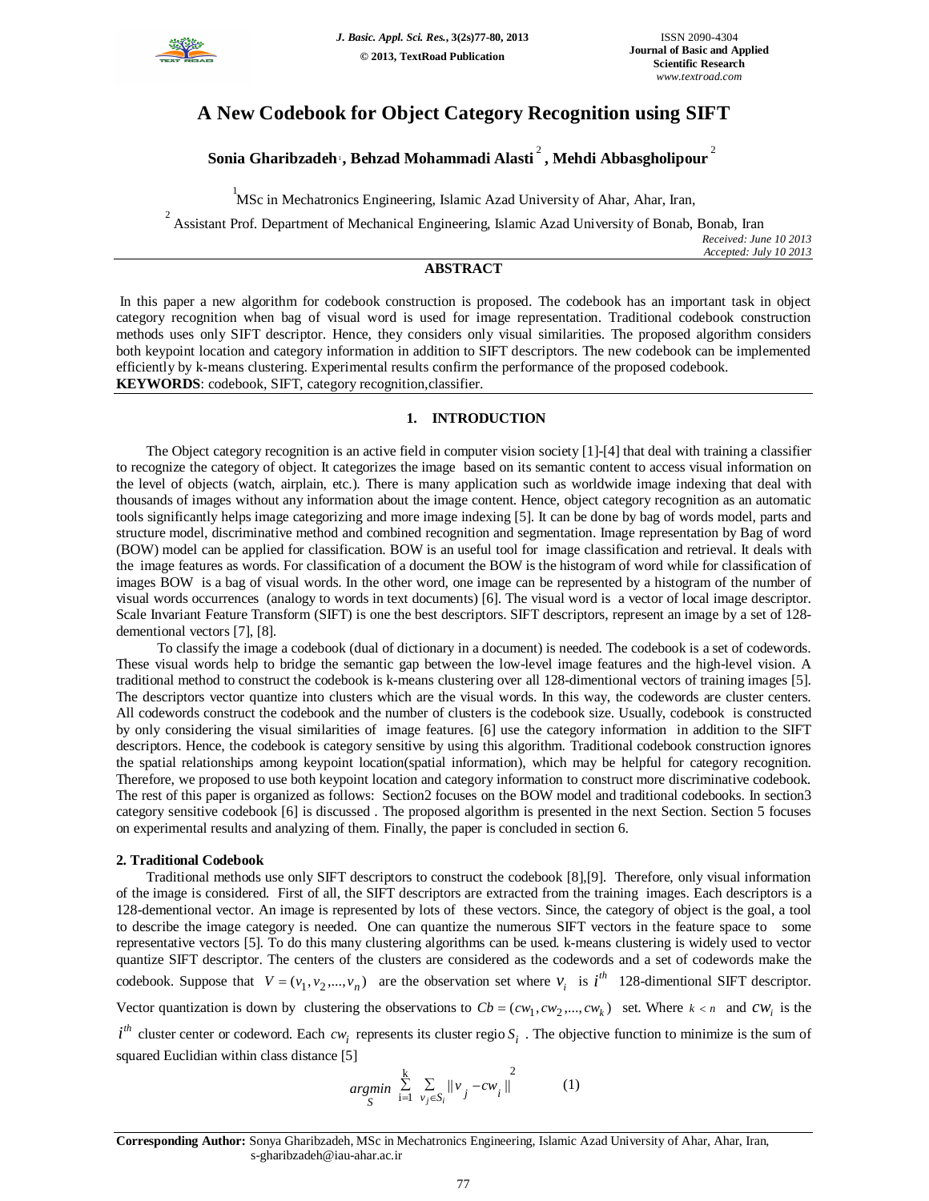# A New Codebook for Object Category Recognition using SIFT

**Sonia Gharibzadeh** [1], **Behzad Mohammadi Alasti** [2], **Mehdi Abbasgholipour** [2]

[1] MSc in Mechatronics Engineering, Islamic Azad University of Ahar, Ahar, Iran,

[2] Assistant Prof. Department of Mechanical Engineering, Islamic Azad University of Bonab, Bonab, Iran

*Received: June 10 2013*
*Accepted: July 10 2013*

## ABSTRACT

In this paper a new algorithm for codebook construction is proposed. The codebook has an important task in object category recognition when bag of visual word is used for image representation. Traditional codebook construction methods uses only SIFT descriptor. Hence, they considers only visual similarities. The proposed algorithm considers both keypoint location and category information in addition to SIFT descriptors. The new codebook can be implemented efficiently by k-means clustering. Experimental results confirm the performance of the proposed codebook.

**KEYWORDS**: codebook, SIFT, category recognition,classifier.

## 1. INTRODUCTION

The Object category recognition is an active field in computer vision society [1]-[4] that deal with training a classifier to recognize the category of object. It categorizes the image based on its semantic content to access visual information on the level of objects (watch, airplain, etc.). There is many application such as worldwide image indexing that deal with thousands of images without any information about the image content. Hence, object category recognition as an automatic tools significantly helps image categorizing and more image indexing [5]. It can be done by bag of words model, parts and structure model, discriminative method and combined recognition and segmentation. Image representation by Bag of word (BOW) model can be applied for classification. BOW is an useful tool for image classification and retrieval. It deals with the image features as words. For classification of a document the BOW is the histogram of word while for classification of images BOW is a bag of visual words. In the other word, one image can be represented by a histogram of the number of visual words occurrences (analogy to words in text documents) [6]. The visual word is a vector of local image descriptor. Scale Invariant Feature Transform (SIFT) is one the best descriptors. SIFT descriptors, represent an image by a set of 128-dementional vectors [7], [8].

To classify the image a codebook (dual of dictionary in a document) is needed. The codebook is a set of codewords. These visual words help to bridge the semantic gap between the low-level image features and the high-level vision. A traditional method to construct the codebook is k-means clustering over all 128-dimentional vectors of training images [5]. The descriptors vector quantize into clusters which are the visual words. In this way, the codewords are cluster centers. All codewords construct the codebook and the number of clusters is the codebook size. Usually, codebook is constructed by only considering the visual similarities of image features. [6] use the category information in addition to the SIFT descriptors. Hence, the codebook is category sensitive by using this algorithm. Traditional codebook construction ignores the spatial relationships among keypoint location(spatial information), which may be helpful for category recognition. Therefore, we proposed to use both keypoint location and category information to construct more discriminative codebook. The rest of this paper is organized as follows: Section2 focuses on the BOW model and traditional codebooks. In section3 category sensitive codebook [6] is discussed . The proposed algorithm is presented in the next Section. Section 5 focuses on experimental results and analyzing of them. Finally, the paper is concluded in section 6.

### 2. Traditional Codebook

Traditional methods use only SIFT descriptors to construct the codebook [8],[9]. Therefore, only visual information of the image is considered. First of all, the SIFT descriptors are extracted from the training images. Each descriptors is a 128-dementional vector. An image is represented by lots of these vectors. Since, the category of object is the goal, a tool to describe the image category is needed. One can quantize the numerous SIFT vectors in the feature space to some representative vectors [5]. To do this many clustering algorithms can be used. k-means clustering is widely used to vector quantize SIFT descriptor. The centers of the clusters are considered as the codewords and a set of codewords make the codebook. Suppose that $V = (v_1, v_2, ..., v_n)$ are the observation set where $v_i$ is $i^{th}$ 128-dimentional SIFT descriptor. Vector quantization is down by clustering the observations to $Cb = (cw_1, cw_2, ..., cw_k)$ set. Where $k < n$ and $cw_i$ is the $i^{th}$ cluster center or codeword. Each $cw_i$ represents its cluster regio $S_i$ . The objective function to minimize is the sum of squared Euclidian within class distance [5]

$$\underset{S}{argmin} \sum_{i=1}^{k} \sum_{v_j \in S_i} \| v_j - cw_i \|^2 \qquad (1)$$

**Corresponding Author:** Sonya Gharibzadeh, MSc in Mechatronics Engineering, Islamic Azad University of Ahar, Ahar, Iran, s-gharibzadeh@iau-ahar.ac.ir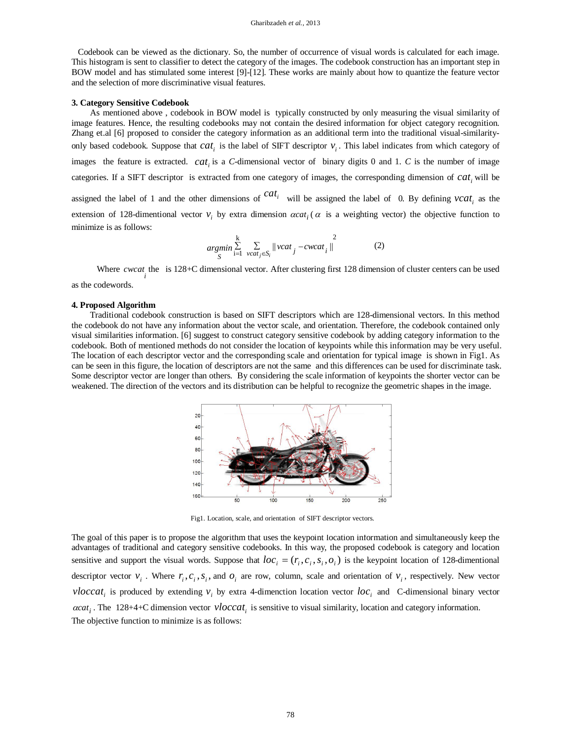Codebook can be viewed as the dictionary. So, the number of occurrence of visual words is calculated for each image. This histogram is sent to classifier to detect the category of the images. The codebook construction has an important step in BOW model and has stimulated some interest [9]-[12]. These works are mainly about how to quantize the feature vector and the selection of more discriminative visual features.

**3. Category Sensitive Codebook**

As mentioned above , codebook in BOW model is typically constructed by only measuring the visual similarity of image features. Hence, the resulting codebooks may not contain the desired information for object category recognition. Zhang et.al [6] proposed to consider the category information as an additional term into the traditional visual-similarity-only based codebook. Suppose that $cat_i$ is the label of SIFT descriptor $v_i$. This label indicates from which category of images the feature is extracted. $cat_i$ is a *C*-dimensional vector of binary digits 0 and 1. *C* is the number of image categories. If a SIFT descriptor is extracted from one category of images, the corresponding dimension of $cat_i$ will be assigned the label of 1 and the other dimensions of $cat_i$ will be assigned the label of 0. By defining $vcat_i$ as the extension of 128-dimentional vector $v_i$ by extra dimension $\alpha cat_i$ ( $\alpha$ is a weighting vector) the objective function to minimize is as follows:

$$\underset{S}{argmin} \sum_{i=1}^{k} \sum_{vcat_j \in S_i} \| vcat_j - cwcat_i \|^2 \qquad (2)$$

Where $cwcat_i$ the is 128+C dimensional vector. After clustering first 128 dimension of cluster centers can be used as the codewords.

**4. Proposed Algorithm**

Traditional codebook construction is based on SIFT descriptors which are 128-dimensional vectors. In this method the codebook do not have any information about the vector scale, and orientation. Therefore, the codebook contained only visual similarities information. [6] suggest to construct category sensitive codebook by adding category information to the codebook. Both of mentioned methods do not consider the location of keypoints while this information may be very useful. The location of each descriptor vector and the corresponding scale and orientation for typical image is shown in Fig1. As can be seen in this figure, the location of descriptors are not the same and this differences can be used for discriminate task. Some descriptor vector are longer than others. By considering the scale information of keypoints the shorter vector can be weakened. The direction of the vectors and its distribution can be helpful to recognize the geometric shapes in the image.

Fig1. Location, scale, and orientation of SIFT descriptor vectors.

The goal of this paper is to propose the algorithm that uses the keypoint location information and simultaneously keep the advantages of traditional and category sensitive codebooks. In this way, the proposed codebook is category and location sensitive and support the visual words. Suppose that $loc_i = (r_i, c_i, s_i, o_i)$ is the keypoint location of 128-dimentional descriptor vector $v_i$ . Where $r_i, c_i, s_i$, and $o_i$ are row, column, scale and orientation of $v_i$, respectively. New vector $vloccat_i$ is produced by extending $v_i$ by extra 4-dimenction location vector $loc_i$ and C-dimensional binary vector $\alpha cat_i$. The 128+4+C dimension vector $vloccat_i$ is sensitive to visual similarity, location and category information. The objective function to minimize is as follows: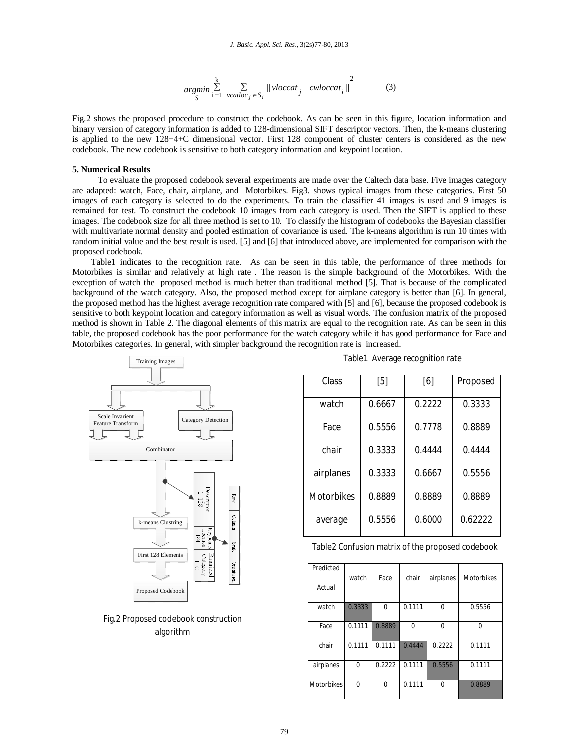$$\underset{S}{argmin} \sum_{i=1}^{k} \sum_{vcatloc_j \in S_i} \| vloccat_j - cwloccat_i \|^2 \quad (3)$$

Fig.2 shows the proposed procedure to construct the codebook. As can be seen in this figure, location information and binary version of category information is added to 128-dimensional SIFT descriptor vectors. Then, the k-means clustering is applied to the new 128+4+C dimensional vector. First 128 component of cluster centers is considered as the new codebook. The new codebook is sensitive to both category information and keypoint location.

**5. Numerical Results**

To evaluate the proposed codebook several experiments are made over the Caltech data base. Five images category are adapted: watch, Face, chair, airplane, and Motorbikes. Fig3. shows typical images from these categories. First 50 images of each category is selected to do the experiments. To train the classifier 41 images is used and 9 images is remained for test. To construct the codebook 10 images from each category is used. Then the SIFT is applied to these images. The codebook size for all three method is set to 10. To classify the histogram of codebooks the Bayesian classifier with multivariate normal density and pooled estimation of covariance is used. The k-means algorithm is run 10 times with random initial value and the best result is used. [5] and [6] that introduced above, are implemented for comparison with the proposed codebook.

Table1 indicates to the recognition rate. As can be seen in this table, the performance of three methods for Motorbikes is similar and relatively at high rate . The reason is the simple background of the Motorbikes. With the exception of watch the proposed method is much better than traditional method [5]. That is because of the complicated background of the watch category. Also, the proposed method except for airplane category is better than [6]. In general, the proposed method has the highest average recognition rate compared with [5] and [6], because the proposed codebook is sensitive to both keypoint location and category information as well as visual words. The confusion matrix of the proposed method is shown in Table 2. The diagonal elements of this matrix are equal to the recognition rate. As can be seen in this table, the proposed codebook has the poor performance for the watch category while it has good performance for Face and Motorbikes categories. In general, with simpler background the recognition rate is increased.

Training Images → Scale Invarient Feature Transform / Category Detection → Combinator → k-means Clustring → First 128 Elements → Proposed Codebook

(Descriptor 1×128 | Keypoints Location 1×4 (Row, Column, Scale, Orientation) | Binarized Category 1×C)

Fig.2 Proposed codebook construction algorithm

Table1 Average recognition rate

| Class | [5] | [6] | Proposed |
|---|---|---|---|
| watch | 0.6667 | 0.2222 | 0.3333 |
| Face | 0.5556 | 0.7778 | 0.8889 |
| chair | 0.3333 | 0.4444 | 0.4444 |
| airplanes | 0.3333 | 0.6667 | 0.5556 |
| Motorbikes | 0.8889 | 0.8889 | 0.8889 |
| average | 0.5556 | 0.6000 | 0.62222 |

Table2 Confusion matrix of the proposed codebook

| Predicted / Actual | watch | Face | chair | airplanes | Motorbikes |
|---|---|---|---|---|---|
| watch | 0.3333 | 0 | 0.1111 | 0 | 0.5556 |
| Face | 0.1111 | 0.8889 | 0 | 0 | 0 |
| chair | 0.1111 | 0.1111 | 0.4444 | 0.2222 | 0.1111 |
| airplanes | 0 | 0.2222 | 0.1111 | 0.5556 | 0.1111 |
| Motorbikes | 0 | 0 | 0.1111 | 0 | 0.8889 |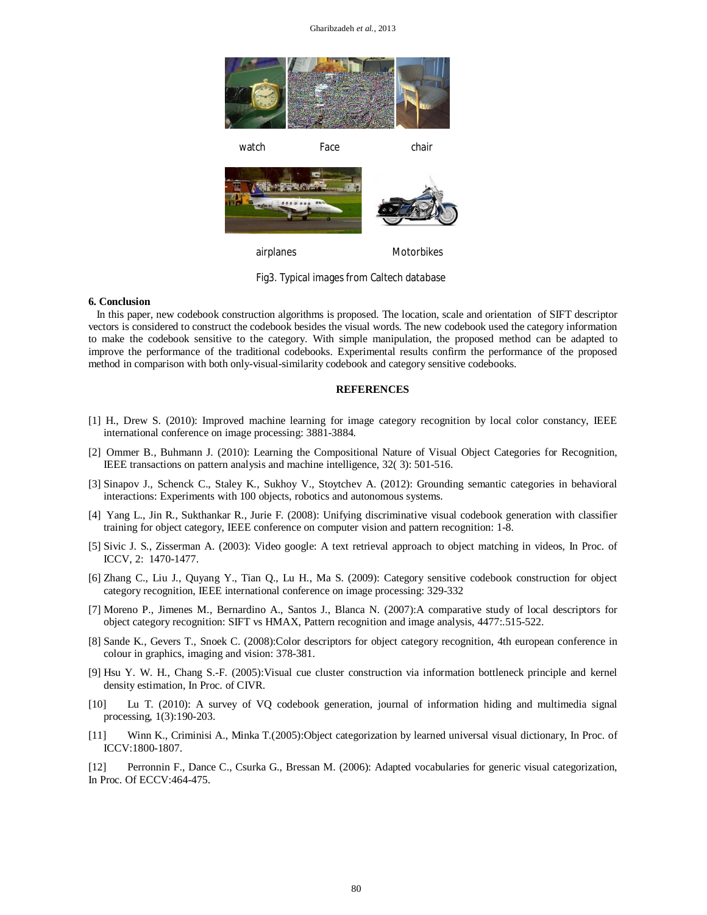watch Face chair

airplanes Motorbikes

Fig3. Typical images from Caltech database

**6. Conclusion**

In this paper, new codebook construction algorithms is proposed. The location, scale and orientation of SIFT descriptor vectors is considered to construct the codebook besides the visual words. The new codebook used the category information to make the codebook sensitive to the category. With simple manipulation, the proposed method can be adapted to improve the performance of the traditional codebooks. Experimental results confirm the performance of the proposed method in comparison with both only-visual-similarity codebook and category sensitive codebooks.

**REFERENCES**

[1] H., Drew S. (2010): Improved machine learning for image category recognition by local color constancy, IEEE international conference on image processing: 3881-3884.

[2] Ommer B., Buhmann J. (2010): Learning the Compositional Nature of Visual Object Categories for Recognition, IEEE transactions on pattern analysis and machine intelligence, 32( 3): 501-516.

[3] Sinapov J., Schenck C., Staley K., Sukhoy V., Stoytchev A. (2012): Grounding semantic categories in behavioral interactions: Experiments with 100 objects, robotics and autonomous systems.

[4] Yang L., Jin R., Sukthankar R., Jurie F. (2008): Unifying discriminative visual codebook generation with classifier training for object category, IEEE conference on computer vision and pattern recognition: 1-8.

[5] Sivic J. S., Zisserman A. (2003): Video google: A text retrieval approach to object matching in videos, In Proc. of ICCV, 2: 1470-1477.

[6] Zhang C., Liu J., Quyang Y., Tian Q., Lu H., Ma S. (2009): Category sensitive codebook construction for object category recognition, IEEE international conference on image processing: 329-332

[7] Moreno P., Jimenes M., Bernardino A., Santos J., Blanca N. (2007):A comparative study of local descriptors for object category recognition: SIFT vs HMAX, Pattern recognition and image analysis, 4477:.515-522.

[8] Sande K., Gevers T., Snoek C. (2008):Color descriptors for object category recognition, 4th european conference in colour in graphics, imaging and vision: 378-381.

[9] Hsu Y. W. H., Chang S.-F. (2005):Visual cue cluster construction via information bottleneck principle and kernel density estimation, In Proc. of CIVR.

[10] Lu T. (2010): A survey of VQ codebook generation, journal of information hiding and multimedia signal processing, 1(3):190-203.

[11] Winn K., Criminisi A., Minka T.(2005):Object categorization by learned universal visual dictionary, In Proc. of ICCV:1800-1807.

[12] Perronnin F., Dance C., Csurka G., Bressan M. (2006): Adapted vocabularies for generic visual categorization, In Proc. Of ECCV:464-475.